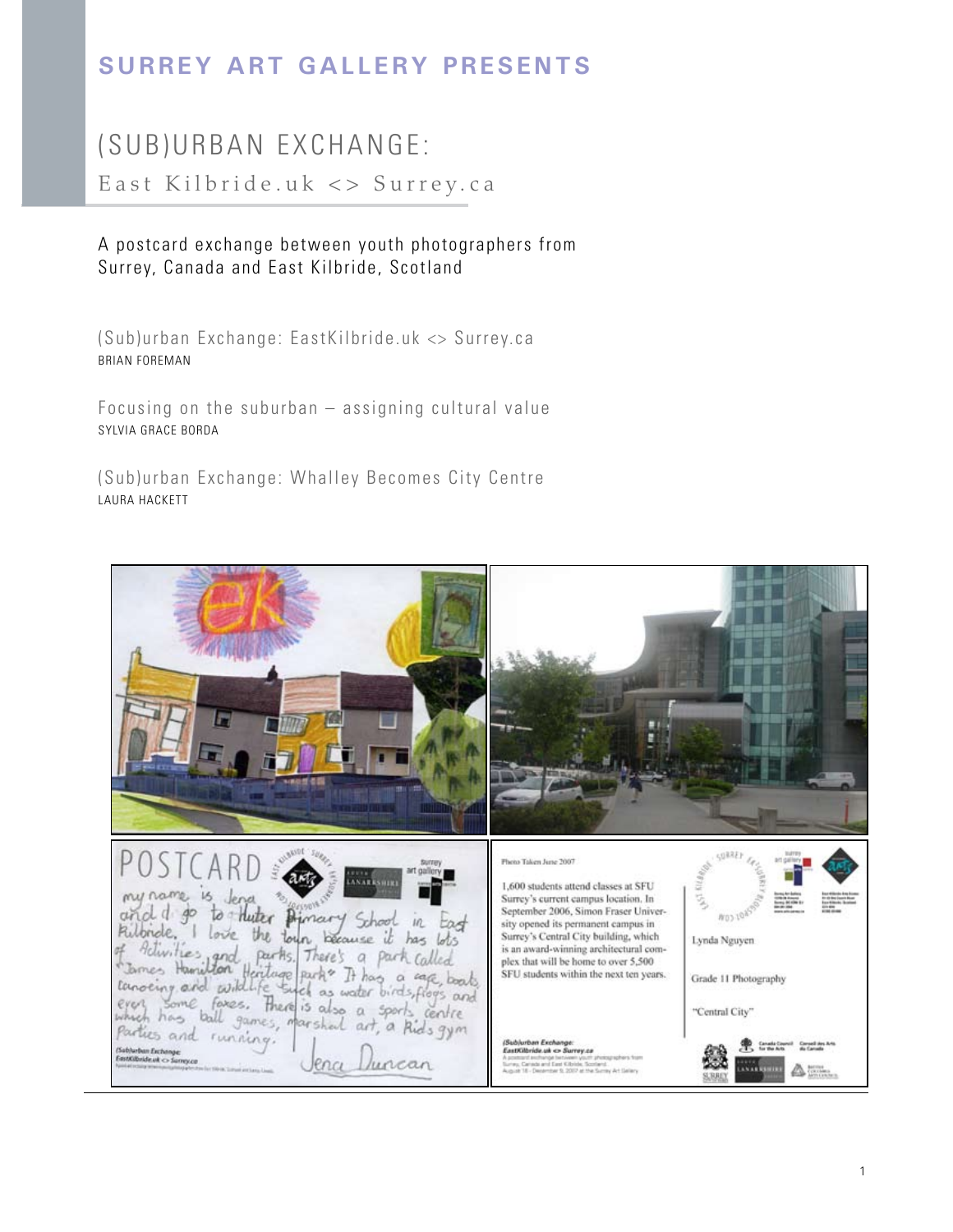# SURREY ART GALLERY PRESENTS

## (SUB)URBAN EXCHANGE:

East Kilbride.uk <> Surrey.ca

A postcard exchange between youth photographers from Surrey, Canada and East Kilbride, Scotland

(Sub)urban Exchange: EastKilbride.uk <> Surrey.ca
BRIAN FOREMAN

Focusing on the suburban – assigning cultural value
SYLVIA GRACE BORDA

(Sub)urban Exchange: Whalley Becomes City Centre
LAURA HACKETT

POSTCARD

my name is Jena and I go to Hunter Primary School in East Kilbride. I love the town because it has lots of Activities and parks. There's a park called James Hamilton Heritage park. It has a cafe, boats, canoeing and wildlife such as water birds, frogs and even some foxes. There is also a sports centre which has ball games, marshal art, a kids gym Parties and running.

Jena Duncan

Photo Taken June 2007

1,600 students attend classes at SFU Surrey's current campus location. In September 2006, Simon Fraser University opened its permanent campus in Surrey's Central City building, which is an award-winning architectural complex that will be home to over 5,500 SFU students within the next ten years.

Lynda Nguyen

Grade 11 Photography

"Central City"

(Sub)urban Exchange:
EastKilbride.uk <> Surrey.ca
A postcard exchange between youth photographers from Surrey, Canada and East Kilbride, Scotland.
August 18 - December 9, 2007 at the Surrey Art Gallery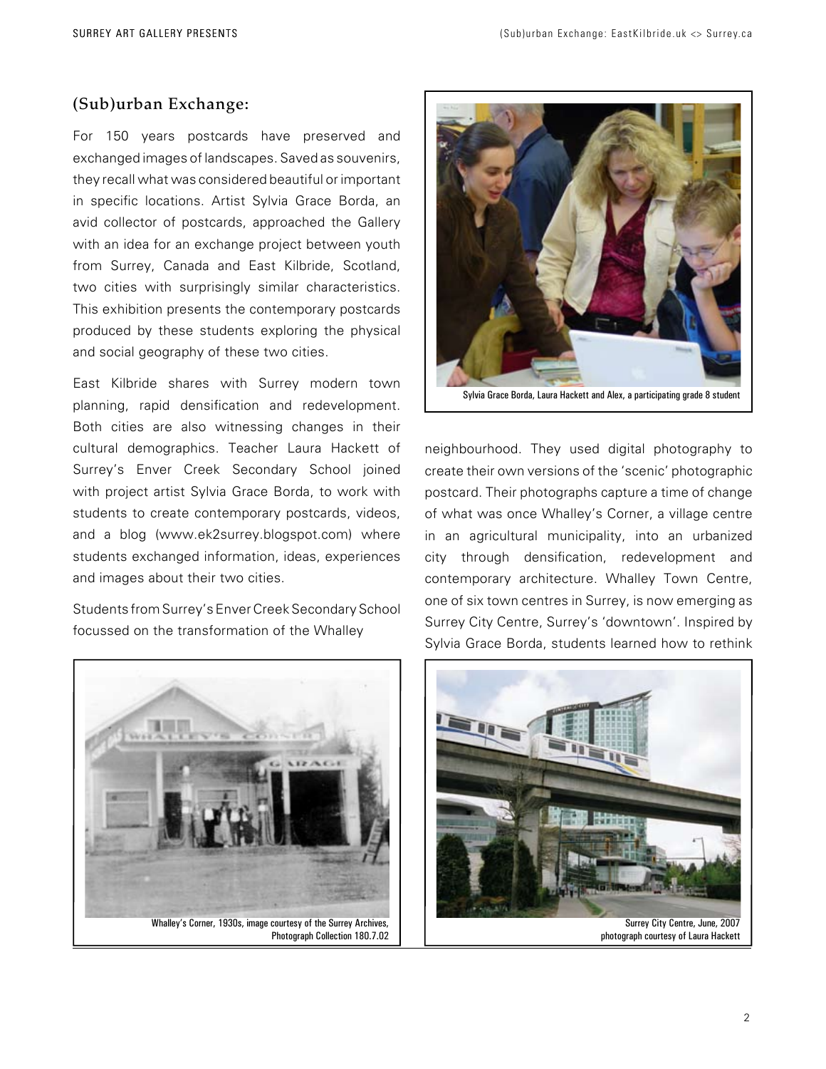## (Sub)urban Exchange:

For 150 years postcards have preserved and exchanged images of landscapes. Saved as souvenirs, they recall what was considered beautiful or important in specific locations. Artist Sylvia Grace Borda, an avid collector of postcards, approached the Gallery with an idea for an exchange project between youth from Surrey, Canada and East Kilbride, Scotland, two cities with surprisingly similar characteristics. This exhibition presents the contemporary postcards produced by these students exploring the physical and social geography of these two cities.

East Kilbride shares with Surrey modern town planning, rapid densification and redevelopment. Both cities are also witnessing changes in their cultural demographics. Teacher Laura Hackett of Surrey's Enver Creek Secondary School joined with project artist Sylvia Grace Borda, to work with students to create contemporary postcards, videos, and a blog (www.ek2surrey.blogspot.com) where students exchanged information, ideas, experiences and images about their two cities.

Students from Surrey's Enver Creek Secondary School focussed on the transformation of the Whalley neighbourhood. They used digital photography to create their own versions of the 'scenic' photographic postcard. Their photographs capture a time of change of what was once Whalley's Corner, a village centre in an agricultural municipality, into an urbanized city through densification, redevelopment and contemporary architecture. Whalley Town Centre, one of six town centres in Surrey, is now emerging as Surrey City Centre, Surrey's 'downtown'. Inspired by Sylvia Grace Borda, students learned how to rethink

Sylvia Grace Borda, Laura Hackett and Alex, a participating grade 8 student

Whalley's Corner, 1930s, image courtesy of the Surrey Archives, Photograph Collection 180.7.02

Surrey City Centre, June, 2007
photograph courtesy of Laura Hackett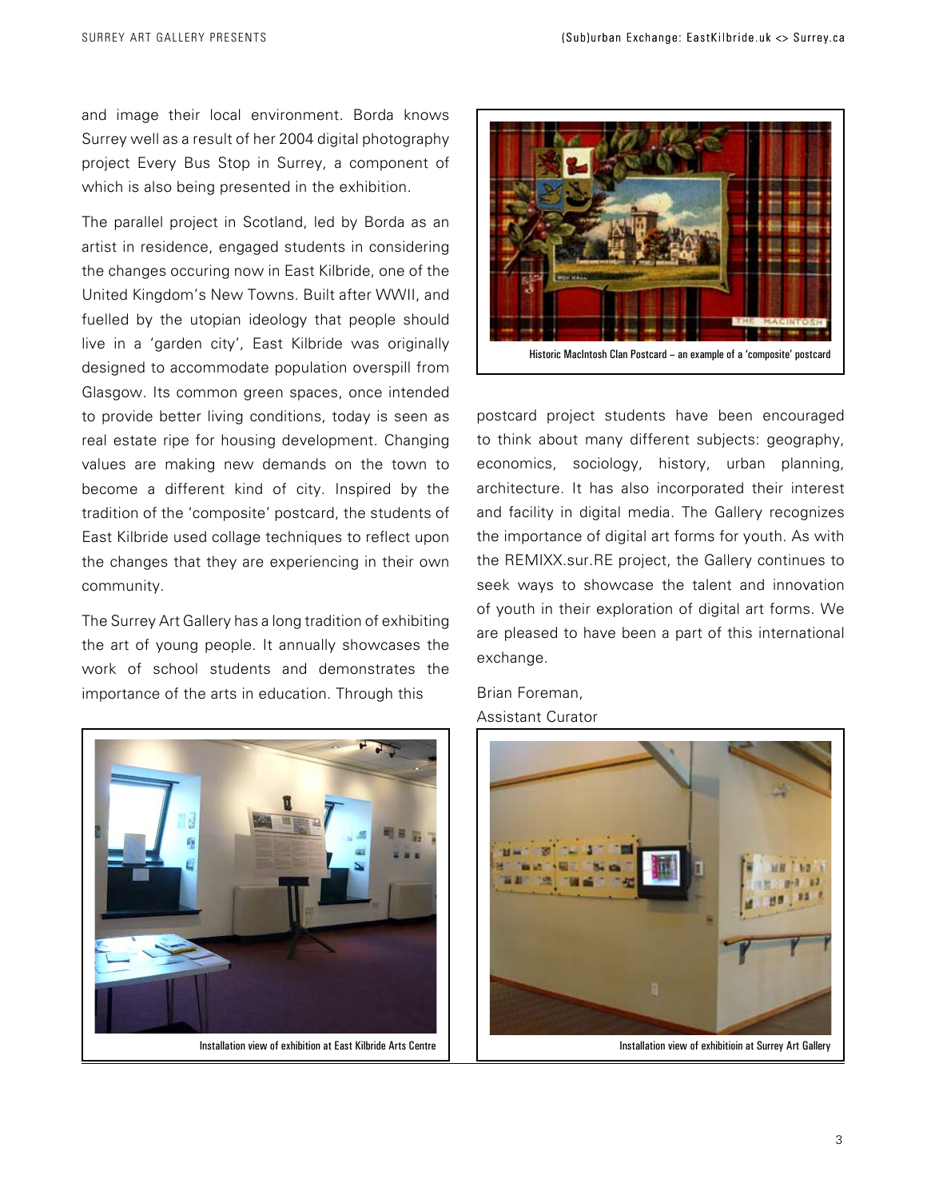and image their local environment. Borda knows Surrey well as a result of her 2004 digital photography project Every Bus Stop in Surrey, a component of which is also being presented in the exhibition.

The parallel project in Scotland, led by Borda as an artist in residence, engaged students in considering the changes occuring now in East Kilbride, one of the United Kingdom's New Towns. Built after WWII, and fuelled by the utopian ideology that people should live in a 'garden city', East Kilbride was originally designed to accommodate population overspill from Glasgow. Its common green spaces, once intended to provide better living conditions, today is seen as real estate ripe for housing development. Changing values are making new demands on the town to become a different kind of city. Inspired by the tradition of the 'composite' postcard, the students of East Kilbride used collage techniques to reflect upon the changes that they are experiencing in their own community.

The Surrey Art Gallery has a long tradition of exhibiting the art of young people. It annually showcases the work of school students and demonstrates the importance of the arts in education. Through this postcard project students have been encouraged to think about many different subjects: geography, economics, sociology, history, urban planning, architecture. It has also incorporated their interest and facility in digital media. The Gallery recognizes the importance of digital art forms for youth. As with the REMIXX.sur.RE project, the Gallery continues to seek ways to showcase the talent and innovation of youth in their exploration of digital art forms. We are pleased to have been a part of this international exchange.

Brian Foreman,
Assistant Curator

Historic MacIntosh Clan Postcard – an example of a 'composite' postcard

Installation view of exhibition at East Kilbride Arts Centre

Installation view of exhibitioin at Surrey Art Gallery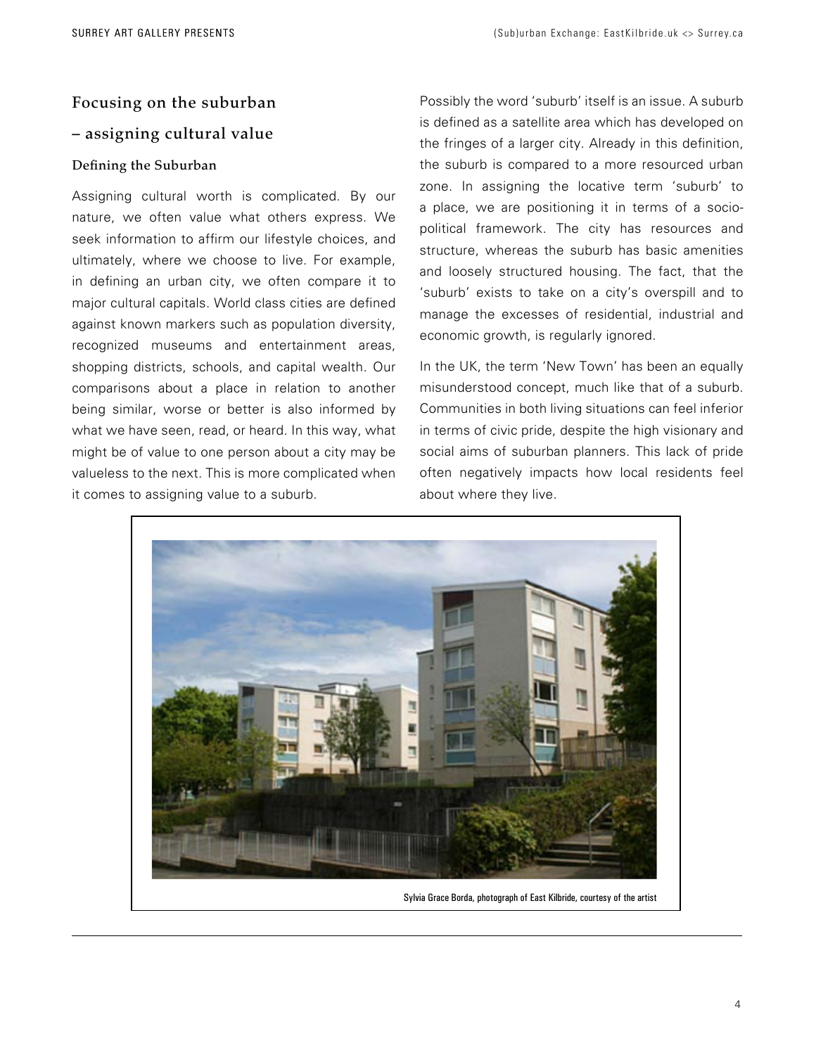## Focusing on the suburban

## – assigning cultural value

### Defining the Suburban

Assigning cultural worth is complicated. By our nature, we often value what others express. We seek information to affirm our lifestyle choices, and ultimately, where we choose to live. For example, in defining an urban city, we often compare it to major cultural capitals. World class cities are defined against known markers such as population diversity, recognized museums and entertainment areas, shopping districts, schools, and capital wealth. Our comparisons about a place in relation to another being similar, worse or better is also informed by what we have seen, read, or heard. In this way, what might be of value to one person about a city may be valueless to the next. This is more complicated when it comes to assigning value to a suburb.

Possibly the word 'suburb' itself is an issue. A suburb is defined as a satellite area which has developed on the fringes of a larger city. Already in this definition, the suburb is compared to a more resourced urban zone. In assigning the locative term 'suburb' to a place, we are positioning it in terms of a socio-political framework. The city has resources and structure, whereas the suburb has basic amenities and loosely structured housing. The fact, that the 'suburb' exists to take on a city's overspill and to manage the excesses of residential, industrial and economic growth, is regularly ignored.

In the UK, the term 'New Town' has been an equally misunderstood concept, much like that of a suburb. Communities in both living situations can feel inferior in terms of civic pride, despite the high visionary and social aims of suburban planners. This lack of pride often negatively impacts how local residents feel about where they live.

Sylvia Grace Borda, photograph of East Kilbride, courtesy of the artist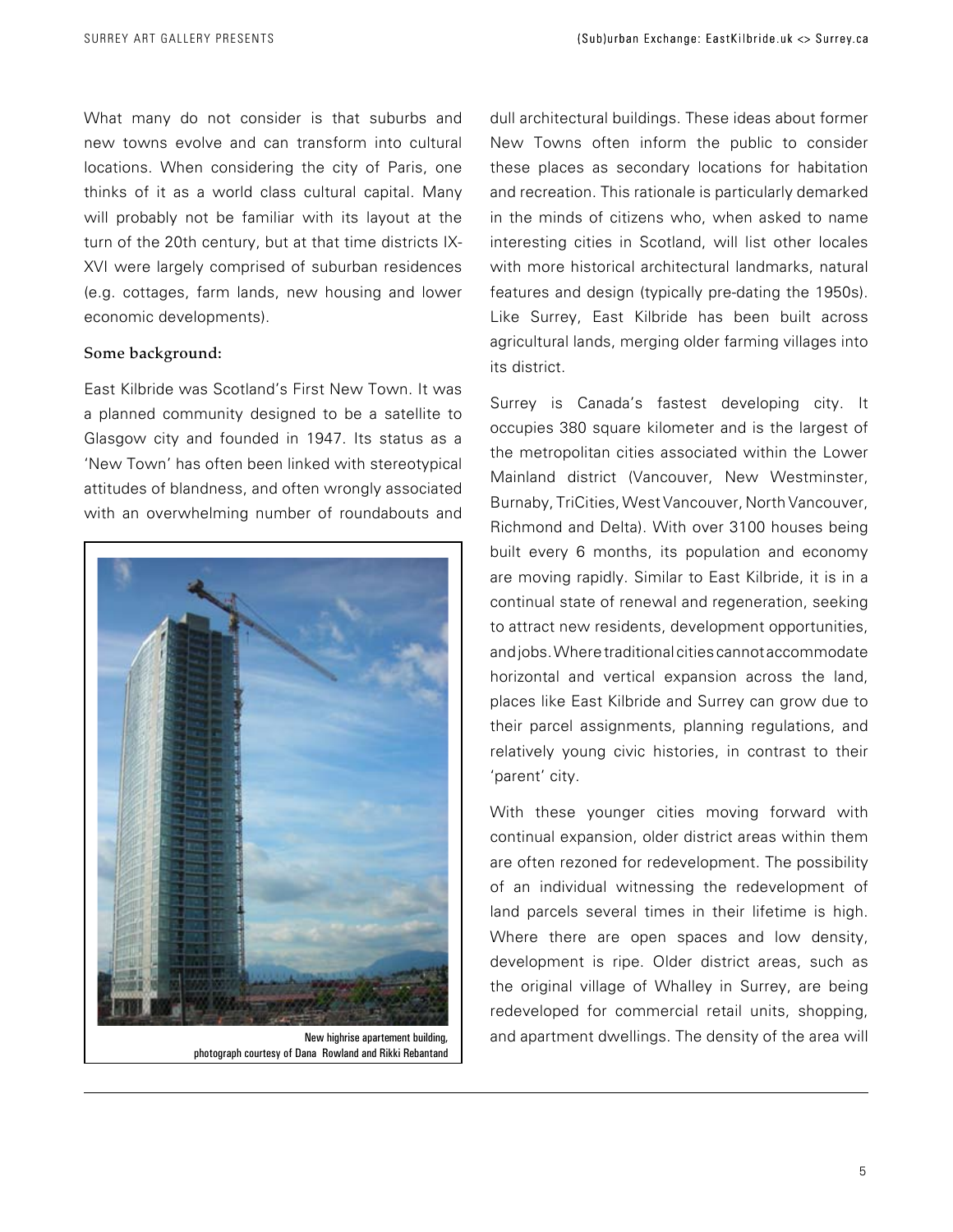What many do not consider is that suburbs and new towns evolve and can transform into cultural locations. When considering the city of Paris, one thinks of it as a world class cultural capital. Many will probably not be familiar with its layout at the turn of the 20th century, but at that time districts IX-XVI were largely comprised of suburban residences (e.g. cottages, farm lands, new housing and lower economic developments).

**Some background:**

East Kilbride was Scotland's First New Town. It was a planned community designed to be a satellite to Glasgow city and founded in 1947. Its status as a 'New Town' has often been linked with stereotypical attitudes of blandness, and often wrongly associated with an overwhelming number of roundabouts and dull architectural buildings. These ideas about former New Towns often inform the public to consider these places as secondary locations for habitation and recreation. This rationale is particularly demarked in the minds of citizens who, when asked to name interesting cities in Scotland, will list other locales with more historical architectural landmarks, natural features and design (typically pre-dating the 1950s). Like Surrey, East Kilbride has been built across agricultural lands, merging older farming villages into its district.

New highrise apartement building, photograph courtesy of Dana Rowland and Rikki Rebantand

Surrey is Canada's fastest developing city. It occupies 380 square kilometer and is the largest of the metropolitan cities associated within the Lower Mainland district (Vancouver, New Westminster, Burnaby, TriCities, West Vancouver, North Vancouver, Richmond and Delta). With over 3100 houses being built every 6 months, its population and economy are moving rapidly. Similar to East Kilbride, it is in a continual state of renewal and regeneration, seeking to attract new residents, development opportunities, and jobs. Where traditional cities cannot accommodate horizontal and vertical expansion across the land, places like East Kilbride and Surrey can grow due to their parcel assignments, planning regulations, and relatively young civic histories, in contrast to their 'parent' city.

With these younger cities moving forward with continual expansion, older district areas within them are often rezoned for redevelopment. The possibility of an individual witnessing the redevelopment of land parcels several times in their lifetime is high. Where there are open spaces and low density, development is ripe. Older district areas, such as the original village of Whalley in Surrey, are being redeveloped for commercial retail units, shopping, and apartment dwellings. The density of the area will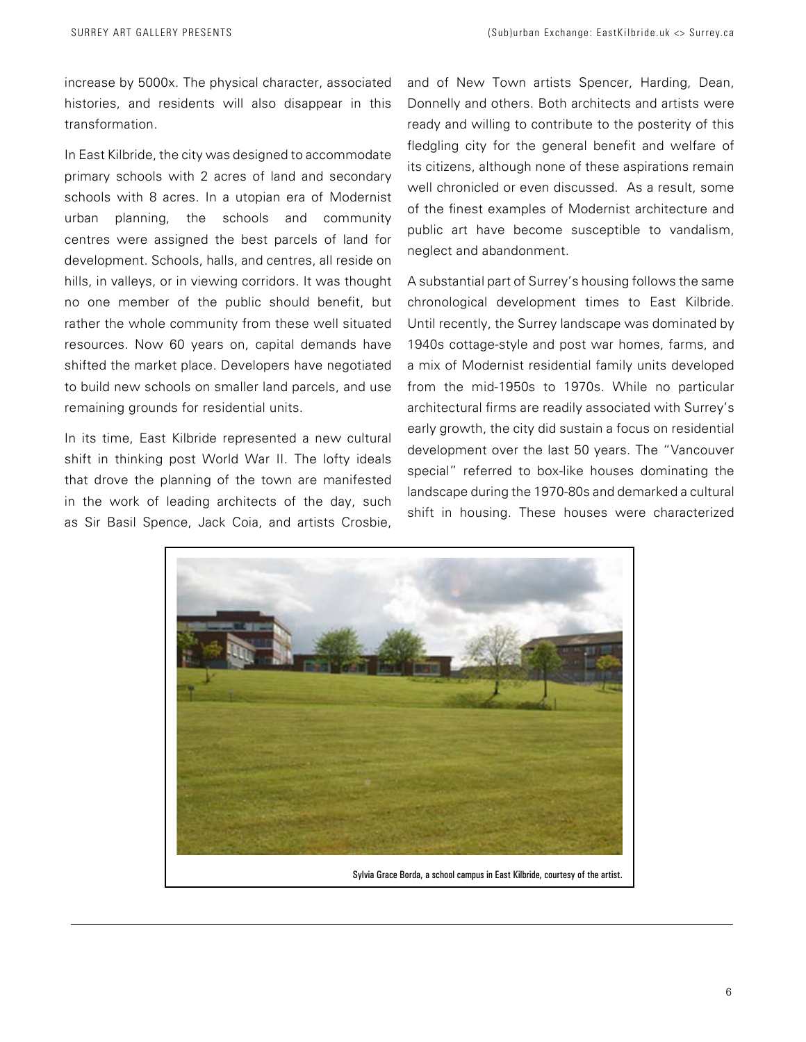increase by 5000x. The physical character, associated histories, and residents will also disappear in this transformation.

In East Kilbride, the city was designed to accommodate primary schools with 2 acres of land and secondary schools with 8 acres. In a utopian era of Modernist urban planning, the schools and community centres were assigned the best parcels of land for development. Schools, halls, and centres, all reside on hills, in valleys, or in viewing corridors. It was thought no one member of the public should benefit, but rather the whole community from these well situated resources. Now 60 years on, capital demands have shifted the market place. Developers have negotiated to build new schools on smaller land parcels, and use remaining grounds for residential units.

In its time, East Kilbride represented a new cultural shift in thinking post World War II. The lofty ideals that drove the planning of the town are manifested in the work of leading architects of the day, such as Sir Basil Spence, Jack Coia, and artists Crosbie, and of New Town artists Spencer, Harding, Dean, Donnelly and others. Both architects and artists were ready and willing to contribute to the posterity of this fledgling city for the general benefit and welfare of its citizens, although none of these aspirations remain well chronicled or even discussed. As a result, some of the finest examples of Modernist architecture and public art have become susceptible to vandalism, neglect and abandonment.

A substantial part of Surrey's housing follows the same chronological development times to East Kilbride. Until recently, the Surrey landscape was dominated by 1940s cottage-style and post war homes, farms, and a mix of Modernist residential family units developed from the mid-1950s to 1970s. While no particular architectural firms are readily associated with Surrey's early growth, the city did sustain a focus on residential development over the last 50 years. The "Vancouver special" referred to box-like houses dominating the landscape during the 1970-80s and demarked a cultural shift in housing. These houses were characterized

Sylvia Grace Borda, a school campus in East Kilbride, courtesy of the artist.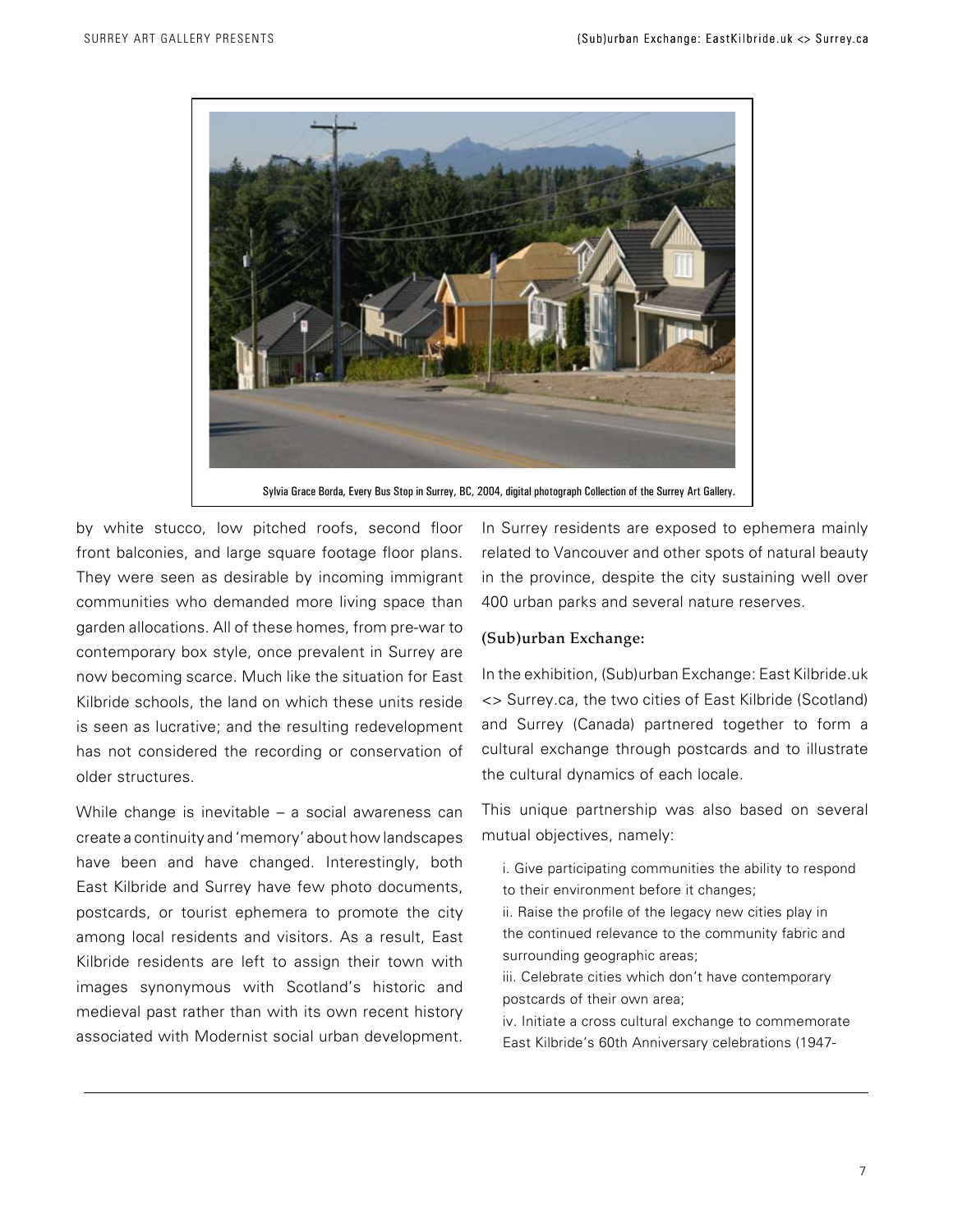Sylvia Grace Borda, Every Bus Stop in Surrey, BC, 2004, digital photograph Collection of the Surrey Art Gallery.

by white stucco, low pitched roofs, second floor front balconies, and large square footage floor plans. They were seen as desirable by incoming immigrant communities who demanded more living space than garden allocations. All of these homes, from pre-war to contemporary box style, once prevalent in Surrey are now becoming scarce. Much like the situation for East Kilbride schools, the land on which these units reside is seen as lucrative; and the resulting redevelopment has not considered the recording or conservation of older structures.

While change is inevitable – a social awareness can create a continuity and 'memory' about how landscapes have been and have changed. Interestingly, both East Kilbride and Surrey have few photo documents, postcards, or tourist ephemera to promote the city among local residents and visitors. As a result, East Kilbride residents are left to assign their town with images synonymous with Scotland's historic and medieval past rather than with its own recent history associated with Modernist social urban development. In Surrey residents are exposed to ephemera mainly related to Vancouver and other spots of natural beauty in the province, despite the city sustaining well over 400 urban parks and several nature reserves.

### (Sub)urban Exchange:

In the exhibition, (Sub)urban Exchange: East Kilbride.uk <> Surrey.ca, the two cities of East Kilbride (Scotland) and Surrey (Canada) partnered together to form a cultural exchange through postcards and to illustrate the cultural dynamics of each locale.

This unique partnership was also based on several mutual objectives, namely:

i. Give participating communities the ability to respond to their environment before it changes;
ii. Raise the profile of the legacy new cities play in the continued relevance to the community fabric and surrounding geographic areas;
iii. Celebrate cities which don't have contemporary postcards of their own area;
iv. Initiate a cross cultural exchange to commemorate East Kilbride's 60th Anniversary celebrations (1947-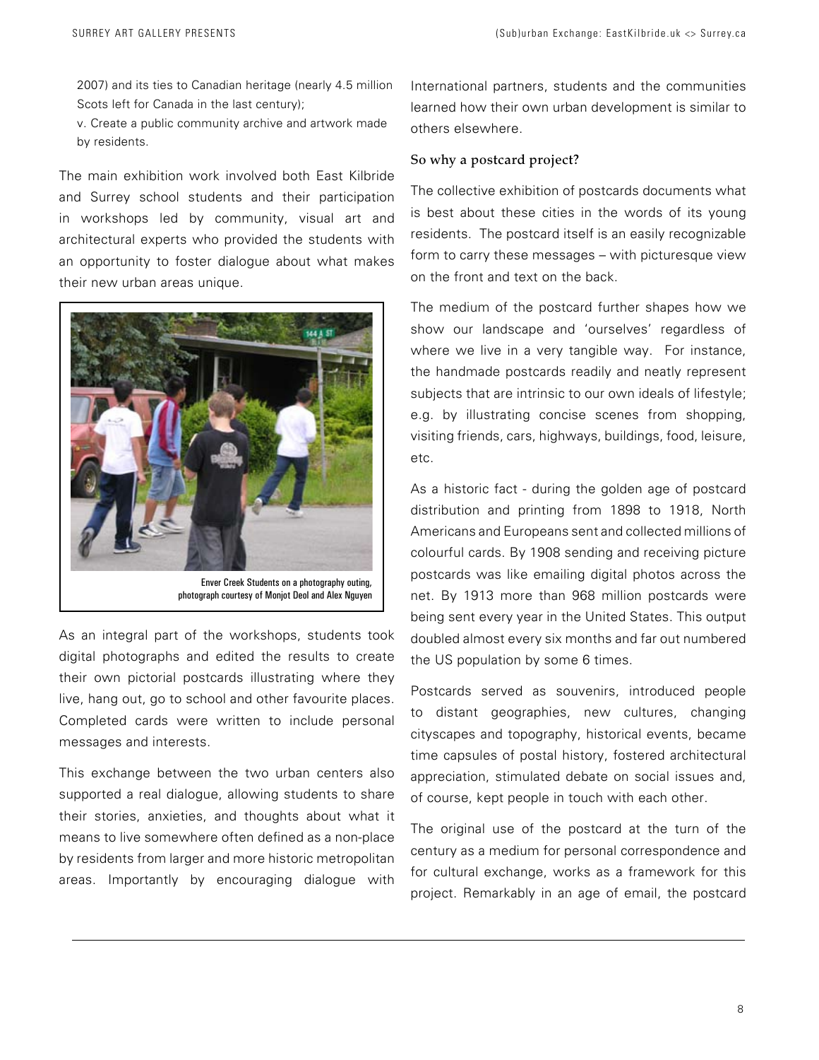2007) and its ties to Canadian heritage (nearly 4.5 million Scots left for Canada in the last century);

v. Create a public community archive and artwork made by residents.

The main exhibition work involved both East Kilbride and Surrey school students and their participation in workshops led by community, visual art and architectural experts who provided the students with an opportunity to foster dialogue about what makes their new urban areas unique.

Enver Creek Students on a photography outing, photograph courtesy of Monjot Deol and Alex Nguyen

As an integral part of the workshops, students took digital photographs and edited the results to create their own pictorial postcards illustrating where they live, hang out, go to school and other favourite places. Completed cards were written to include personal messages and interests.

This exchange between the two urban centers also supported a real dialogue, allowing students to share their stories, anxieties, and thoughts about what it means to live somewhere often defined as a non-place by residents from larger and more historic metropolitan areas. Importantly by encouraging dialogue with International partners, students and the communities learned how their own urban development is similar to others elsewhere.

**So why a postcard project?**

The collective exhibition of postcards documents what is best about these cities in the words of its young residents. The postcard itself is an easily recognizable form to carry these messages – with picturesque view on the front and text on the back.

The medium of the postcard further shapes how we show our landscape and 'ourselves' regardless of where we live in a very tangible way. For instance, the handmade postcards readily and neatly represent subjects that are intrinsic to our own ideals of lifestyle; e.g. by illustrating concise scenes from shopping, visiting friends, cars, highways, buildings, food, leisure, etc.

As a historic fact - during the golden age of postcard distribution and printing from 1898 to 1918, North Americans and Europeans sent and collected millions of colourful cards. By 1908 sending and receiving picture postcards was like emailing digital photos across the net. By 1913 more than 968 million postcards were being sent every year in the United States. This output doubled almost every six months and far out numbered the US population by some 6 times.

Postcards served as souvenirs, introduced people to distant geographies, new cultures, changing cityscapes and topography, historical events, became time capsules of postal history, fostered architectural appreciation, stimulated debate on social issues and, of course, kept people in touch with each other.

The original use of the postcard at the turn of the century as a medium for personal correspondence and for cultural exchange, works as a framework for this project. Remarkably in an age of email, the postcard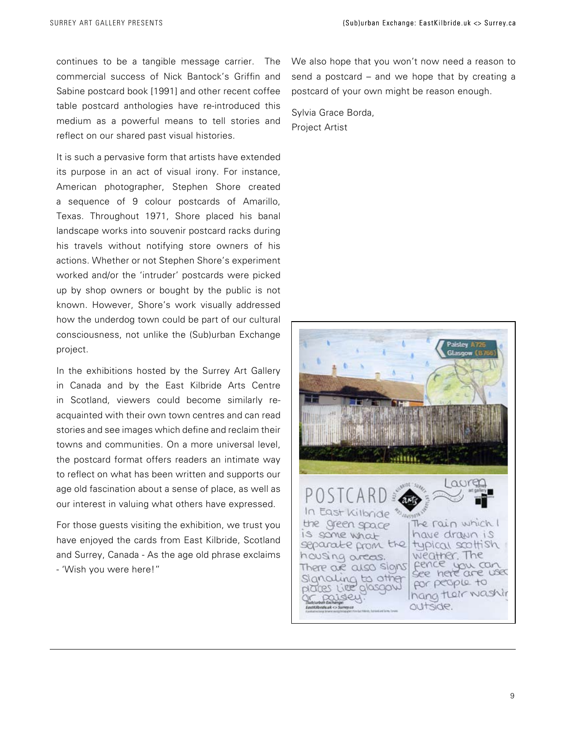continues to be a tangible message carrier. The commercial success of Nick Bantock's Griffin and Sabine postcard book [1991] and other recent coffee table postcard anthologies have re-introduced this medium as a powerful means to tell stories and reflect on our shared past visual histories.

It is such a pervasive form that artists have extended its purpose in an act of visual irony. For instance, American photographer, Stephen Shore created a sequence of 9 colour postcards of Amarillo, Texas. Throughout 1971, Shore placed his banal landscape works into souvenir postcard racks during his travels without notifying store owners of his actions. Whether or not Stephen Shore's experiment worked and/or the 'intruder' postcards were picked up by shop owners or bought by the public is not known. However, Shore's work visually addressed how the underdog town could be part of our cultural consciousness, not unlike the (Sub)urban Exchange project.

In the exhibitions hosted by the Surrey Art Gallery in Canada and by the East Kilbride Arts Centre in Scotland, viewers could become similarly re-acquainted with their own town centres and can read stories and see images which define and reclaim their towns and communities. On a more universal level, the postcard format offers readers an intimate way to reflect on what has been written and supports our age old fascination about a sense of place, as well as our interest in valuing what others have expressed.

For those guests visiting the exhibition, we trust you have enjoyed the cards from East Kilbride, Scotland and Surrey, Canada - As the age old phrase exclaims - 'Wish you were here!"

We also hope that you won't now need a reason to send a postcard – and we hope that by creating a postcard of your own might be reason enough.

Sylvia Grace Borda,
Project Artist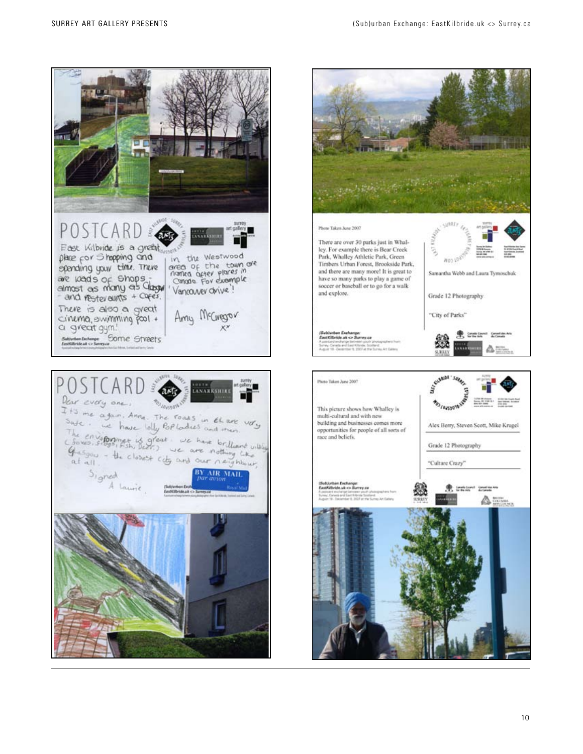POSTCARD

East Kilbride is a great place for Shopping and spending your time. There are loads of shops - almost as many as Glasgow - and resteraunts + Cafes. There is also a great cinema, swimming pool + a great gym!

in the Westwood area of the town are named after places in Canada. For example 'Vancouver drive'!

Amy McGregor x*

Some Streets

*(Sub)urban Exchange: EastKilbride.uk <> Surrey.ca*

Photo Taken June 2007

There are over 30 parks just in Whalley. For example there is Bear Creek Park, Whalley Athletic Park, Green Timbers Urban Forest, Brookside Park, and there are many more! It is great to have so many parks to play a game of soccer or baseball or to go for a walk and explore.

Samantha Webb and Laura Tymoschuk

Grade 12 Photography

"City of Parks"

*(Sub)urban Exchange: EastKilbride.uk <> Surrey.ca*
A postcard exchange between youth photographers from Surrey, Canada and East Kilbride, Scotland
August 18 - December 9, 2007 at the Surrey Art Gallery

POSTCARD

Dear every one,
It's me again, Anna. The roads in EK are very Safe. we have lolly Pop ladies and men. The environment is great. (foxes, frogs, Fish, Deer.) we have brilliant wildlife. Glasgow - the closest city and our neighbour, we are nothing like at all.

Signed
A laurie.

BY AIR MAIL
par avion

*(Sub)urban Exchange: EastKilbride.uk <> Surrey.ca*

Photo Taken June 2007

This picture shows how Whalley is multi-cultural and with new building and businesses comes more opportunities for people of all sorts of race and beliefs.

Alex Berry, Steven Scott, Mike Krugel

Grade 12 Photography

"Culture Crazy"

*(Sub)urban Exchange: EastKilbride.uk <> Surrey.ca*
A postcard exchange between youth photographers from Surrey, Canada and East Kilbride, Scotland
August 18 - December 9, 2007 at the Surrey Art Gallery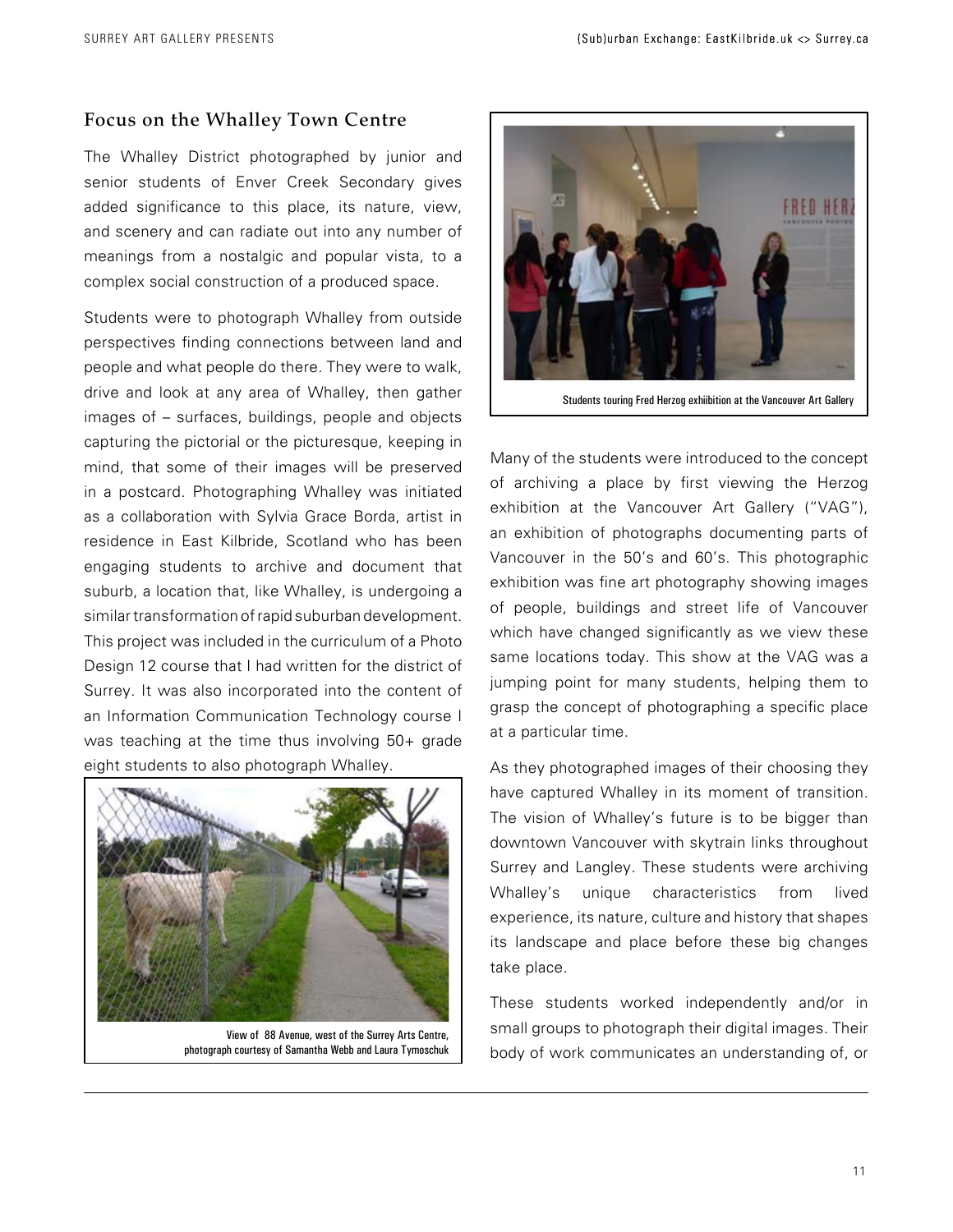## Focus on the Whalley Town Centre

The Whalley District photographed by junior and senior students of Enver Creek Secondary gives added significance to this place, its nature, view, and scenery and can radiate out into any number of meanings from a nostalgic and popular vista, to a complex social construction of a produced space.

Students were to photograph Whalley from outside perspectives finding connections between land and people and what people do there. They were to walk, drive and look at any area of Whalley, then gather images of – surfaces, buildings, people and objects capturing the pictorial or the picturesque, keeping in mind, that some of their images will be preserved in a postcard. Photographing Whalley was initiated as a collaboration with Sylvia Grace Borda, artist in residence in East Kilbride, Scotland who has been engaging students to archive and document that suburb, a location that, like Whalley, is undergoing a similar transformation of rapid suburban development. This project was included in the curriculum of a Photo Design 12 course that I had written for the district of Surrey. It was also incorporated into the content of an Information Communication Technology course I was teaching at the time thus involving 50+ grade eight students to also photograph Whalley.

View of 88 Avenue, west of the Surrey Arts Centre, photograph courtesy of Samantha Webb and Laura Tymoschuk

Students touring Fred Herzog exhiibition at the Vancouver Art Gallery

Many of the students were introduced to the concept of archiving a place by first viewing the Herzog exhibition at the Vancouver Art Gallery ("VAG"), an exhibition of photographs documenting parts of Vancouver in the 50's and 60's. This photographic exhibition was fine art photography showing images of people, buildings and street life of Vancouver which have changed significantly as we view these same locations today. This show at the VAG was a jumping point for many students, helping them to grasp the concept of photographing a specific place at a particular time.

As they photographed images of their choosing they have captured Whalley in its moment of transition. The vision of Whalley's future is to be bigger than downtown Vancouver with skytrain links throughout Surrey and Langley. These students were archiving Whalley's unique characteristics from lived experience, its nature, culture and history that shapes its landscape and place before these big changes take place.

These students worked independently and/or in small groups to photograph their digital images. Their body of work communicates an understanding of, or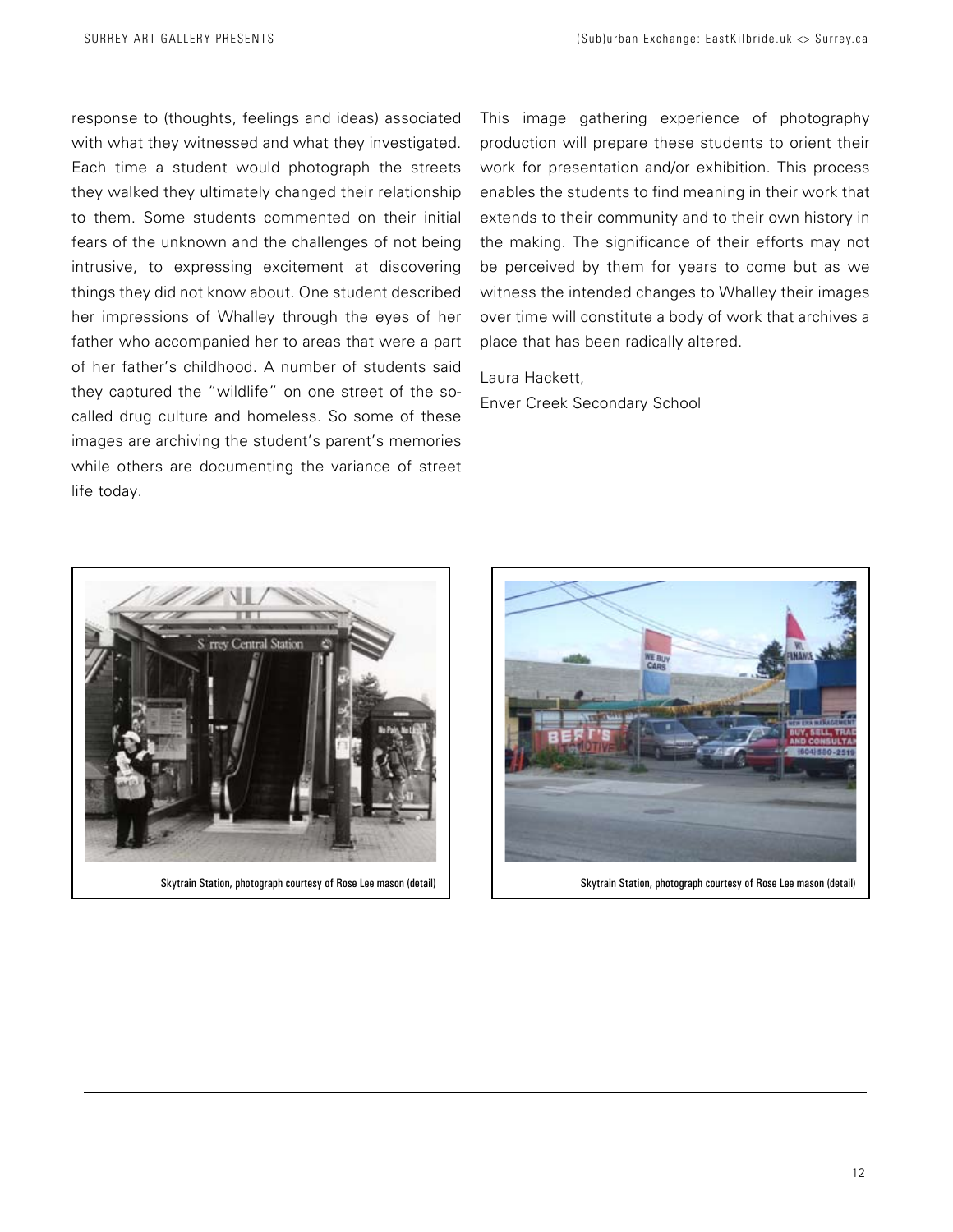response to (thoughts, feelings and ideas) associated with what they witnessed and what they investigated. Each time a student would photograph the streets they walked they ultimately changed their relationship to them. Some students commented on their initial fears of the unknown and the challenges of not being intrusive, to expressing excitement at discovering things they did not know about. One student described her impressions of Whalley through the eyes of her father who accompanied her to areas that were a part of her father's childhood. A number of students said they captured the "wildlife" on one street of the so-called drug culture and homeless. So some of these images are archiving the student's parent's memories while others are documenting the variance of street life today.

This image gathering experience of photography production will prepare these students to orient their work for presentation and/or exhibition. This process enables the students to find meaning in their work that extends to their community and to their own history in the making. The significance of their efforts may not be perceived by them for years to come but as we witness the intended changes to Whalley their images over time will constitute a body of work that archives a place that has been radically altered.

Laura Hackett,
Enver Creek Secondary School

Skytrain Station, photograph courtesy of Rose Lee mason (detail)

Skytrain Station, photograph courtesy of Rose Lee mason (detail)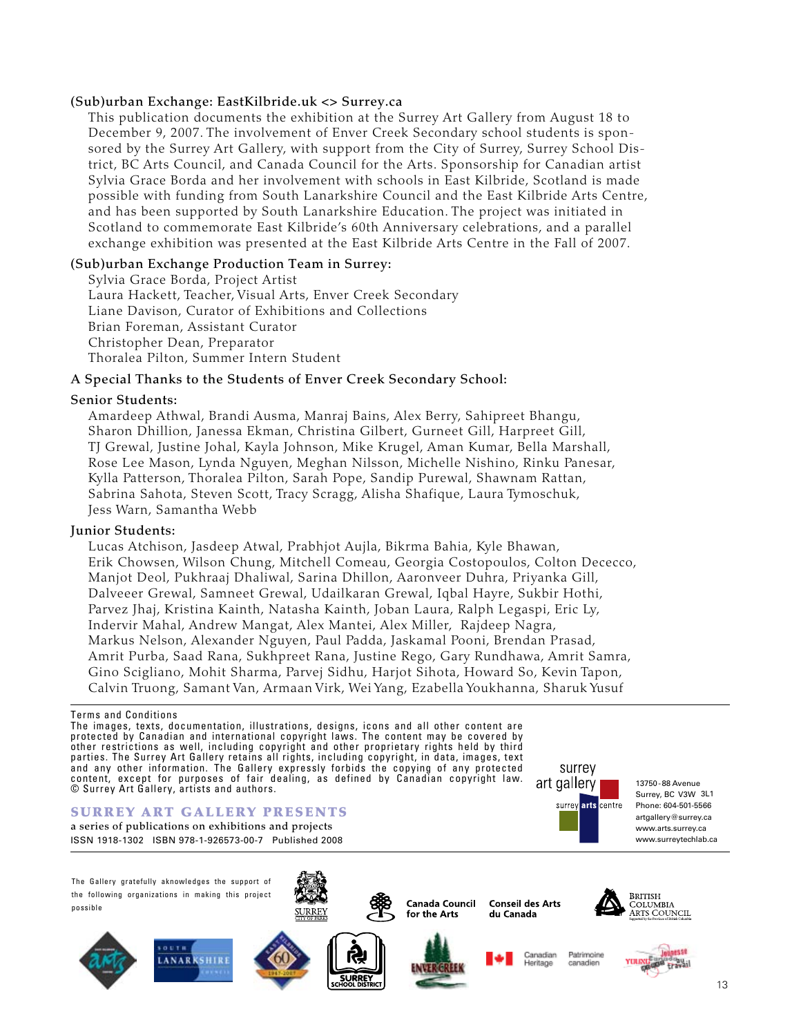**(Sub)urban Exchange: EastKilbride.uk <> Surrey.ca**

This publication documents the exhibition at the Surrey Art Gallery from August 18 to December 9, 2007. The involvement of Enver Creek Secondary school students is sponsored by the Surrey Art Gallery, with support from the City of Surrey, Surrey School District, BC Arts Council, and Canada Council for the Arts. Sponsorship for Canadian artist Sylvia Grace Borda and her involvement with schools in East Kilbride, Scotland is made possible with funding from South Lanarkshire Council and the East Kilbride Arts Centre, and has been supported by South Lanarkshire Education. The project was initiated in Scotland to commemorate East Kilbride's 60th Anniversary celebrations, and a parallel exchange exhibition was presented at the East Kilbride Arts Centre in the Fall of 2007.

**(Sub)urban Exchange Production Team in Surrey:**

Sylvia Grace Borda, Project Artist
Laura Hackett, Teacher, Visual Arts, Enver Creek Secondary
Liane Davison, Curator of Exhibitions and Collections
Brian Foreman, Assistant Curator
Christopher Dean, Preparator
Thoralea Pilton, Summer Intern Student

**A Special Thanks to the Students of Enver Creek Secondary School:**

**Senior Students:**

Amardeep Athwal, Brandi Ausma, Manraj Bains, Alex Berry, Sahipreet Bhangu, Sharon Dhillion, Janessa Ekman, Christina Gilbert, Gurneet Gill, Harpreet Gill, TJ Grewal, Justine Johal, Kayla Johnson, Mike Krugel, Aman Kumar, Bella Marshall, Rose Lee Mason, Lynda Nguyen, Meghan Nilsson, Michelle Nishino, Rinku Panesar, Kylla Patterson, Thoralea Pilton, Sarah Pope, Sandip Purewal, Shawnam Rattan, Sabrina Sahota, Steven Scott, Tracy Scragg, Alisha Shafique, Laura Tymoschuk, Jess Warn, Samantha Webb

**Junior Students:**

Lucas Atchison, Jasdeep Atwal, Prabhjot Aujla, Bikrma Bahia, Kyle Bhawan, Erik Chowsen, Wilson Chung, Mitchell Comeau, Georgia Costopoulos, Colton Dececco, Manjot Deol, Pukhraaj Dhaliwal, Sarina Dhillon, Aaronveer Duhra, Priyanka Gill, Dalveeer Grewal, Samneet Grewal, Udailkaran Grewal, Iqbal Hayre, Sukbir Hothi, Parvez Jhaj, Kristina Kainth, Natasha Kainth, Joban Laura, Ralph Legaspi, Eric Ly, Indervir Mahal, Andrew Mangat, Alex Mantei, Alex Miller, Rajdeep Nagra, Markus Nelson, Alexander Nguyen, Paul Padda, Jaskamal Pooni, Brendan Prasad, Amrit Purba, Saad Rana, Sukhpreet Rana, Justine Rego, Gary Rundhawa, Amrit Samra, Gino Scigliano, Mohit Sharma, Parvej Sidhu, Harjot Sihota, Howard So, Kevin Tapon, Calvin Truong, Samant Van, Armaan Virk, Wei Yang, Ezabella Youkhanna, Sharuk Yusuf

---

Terms and Conditions
The images, texts, documentation, illustrations, designs, icons and all other content are protected by Canadian and international copyright laws. The content may be covered by other restrictions as well, including copyright and other proprietary rights held by third parties. The Surrey Art Gallery retains all rights, including copyright, in data, images, text and any other information. The Gallery expressly forbids the copying of any protected content, except for purposes of fair dealing, as defined by Canadian copyright law. © Surrey Art Gallery, artists and authors.

**SURREY ART GALLERY PRESENTS**
a series of publications on exhibitions and projects
ISSN 1918-1302 ISBN 978-1-926573-00-7 Published 2008

surrey art gallery
surrey arts centre

13750-88 Avenue
Surrey, BC V3W 3L1
Phone: 604-501-5566
artgallery@surrey.ca
www.arts.surrey.ca
www.surreytechlab.ca

---

The Gallery gratefully acknowledges the support of the following organizations in making this project possible

Canada Council for the Arts — Conseil des Arts du Canada

British Columbia Arts Council

Canadian Heritage — Patrimoine canadien